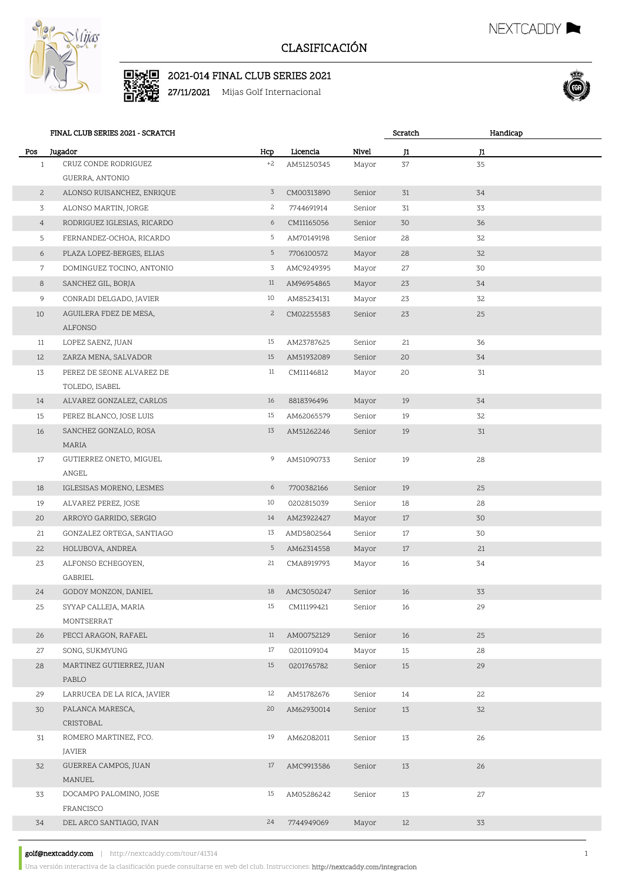# CLASIFICACIÓN

## 2021-014 FINAL CLUB SERIES 2021

**27/11/2021** Mijas Golf Internacional

### FINAL CLUB SERIES 2021 - SCRATCH

| Pos | Jugador | Hcp | Licencia | Nivel | Scratch J1 | Handicap J1 |
|---|---|---|---|---|---|---|
| 1 | CRUZ CONDE RODRIGUEZ GUERRA, ANTONIO | +2 | AM51250345 | Mayor | 37 | 35 |
| 2 | ALONSO RUISANCHEZ, ENRIQUE | 3 | CM00313890 | Senior | 31 | 34 |
| 3 | ALONSO MARTIN, JORGE | 2 | 7744691914 | Senior | 31 | 33 |
| 4 | RODRIGUEZ IGLESIAS, RICARDO | 6 | CM11165056 | Senior | 30 | 36 |
| 5 | FERNANDEZ-OCHOA, RICARDO | 5 | AM70149198 | Senior | 28 | 32 |
| 6 | PLAZA LOPEZ-BERGES, ELIAS | 5 | 7706100572 | Mayor | 28 | 32 |
| 7 | DOMINGUEZ TOCINO, ANTONIO | 3 | AMC9249395 | Mayor | 27 | 30 |
| 8 | SANCHEZ GIL, BORJA | 11 | AM96954865 | Mayor | 23 | 34 |
| 9 | CONRADI DELGADO, JAVIER | 10 | AM85234131 | Mayor | 23 | 32 |
| 10 | AGUILERA FDEZ DE MESA, ALFONSO | 2 | CM02255583 | Senior | 23 | 25 |
| 11 | LOPEZ SAENZ, JUAN | 15 | AM23787625 | Senior | 21 | 36 |
| 12 | ZARZA MENA, SALVADOR | 15 | AM51932089 | Senior | 20 | 34 |
| 13 | PEREZ DE SEONE ALVAREZ DE TOLEDO, ISABEL | 11 | CM11146812 | Mayor | 20 | 31 |
| 14 | ALVAREZ GONZALEZ, CARLOS | 16 | 8818396496 | Mayor | 19 | 34 |
| 15 | PEREZ BLANCO, JOSE LUIS | 15 | AM62065579 | Senior | 19 | 32 |
| 16 | SANCHEZ GONZALO, ROSA MARIA | 13 | AM51262246 | Senior | 19 | 31 |
| 17 | GUTIERREZ ONETO, MIGUEL ANGEL | 9 | AM51090733 | Senior | 19 | 28 |
| 18 | IGLESISAS MORENO, LESMES | 6 | 7700382166 | Senior | 19 | 25 |
| 19 | ALVAREZ PEREZ, JOSE | 10 | 0202815039 | Senior | 18 | 28 |
| 20 | ARROYO GARRIDO, SERGIO | 14 | AM23922427 | Mayor | 17 | 30 |
| 21 | GONZALEZ ORTEGA, SANTIAGO | 13 | AMD5802564 | Senior | 17 | 30 |
| 22 | HOLUBOVA, ANDREA | 5 | AM62314558 | Mayor | 17 | 21 |
| 23 | ALFONSO ECHEGOYEN, GABRIEL | 21 | CMA8919793 | Mayor | 16 | 34 |
| 24 | GODOY MONZON, DANIEL | 18 | AMC3050247 | Senior | 16 | 33 |
| 25 | SYYAP CALLEJA, MARIA MONTSERRAT | 15 | CM11199421 | Senior | 16 | 29 |
| 26 | PECCI ARAGON, RAFAEL | 11 | AM00752129 | Senior | 16 | 25 |
| 27 | SONG, SUKMYUNG | 17 | 0201109104 | Mayor | 15 | 28 |
| 28 | MARTINEZ GUTIERREZ, JUAN PABLO | 15 | 0201765782 | Senior | 15 | 29 |
| 29 | LARRUCEA DE LA RICA, JAVIER | 12 | AM51782676 | Senior | 14 | 22 |
| 30 | PALANCA MARESCA, CRISTOBAL | 20 | AM62930014 | Senior | 13 | 32 |
| 31 | ROMERO MARTINEZ, FCO. JAVIER | 19 | AM62082011 | Senior | 13 | 26 |
| 32 | GUERREA CAMPOS, JUAN MANUEL | 17 | AMC9913586 | Senior | 13 | 26 |
| 33 | DOCAMPO PALOMINO, JOSE FRANCISCO | 15 | AM05286242 | Senior | 13 | 27 |
| 34 | DEL ARCO SANTIAGO, IVAN | 24 | 7744949069 | Mayor | 12 | 33 |

**golf@nextcaddy.com** | http://nextcaddy.com/tour/41314

Una versión interactiva de la clasificación puede consultarse en web del club. Instrucciones: http://nextcaddy.com/integracion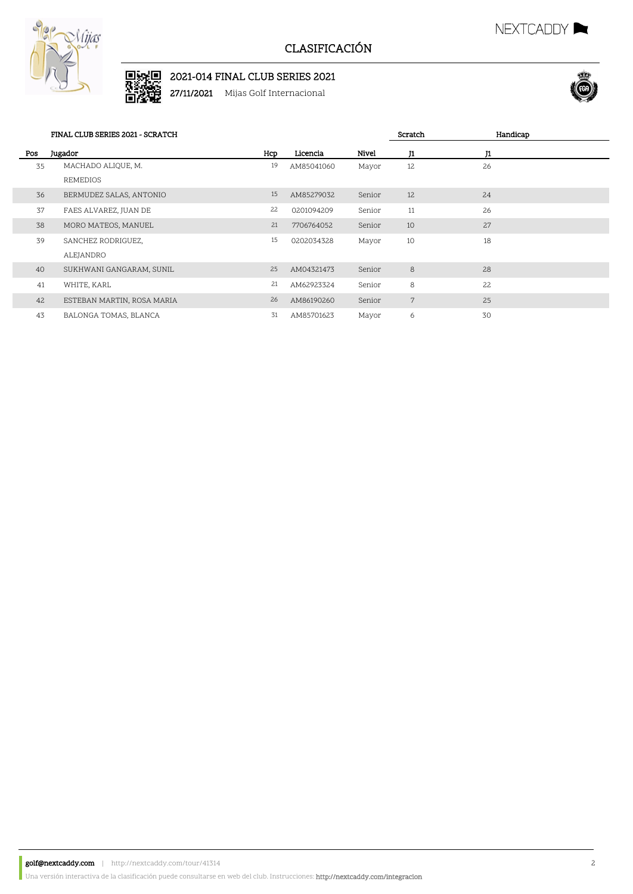# CLASIFICACIÓN

## 2021-014 FINAL CLUB SERIES 2021

27/11/2021 Mijas Golf Internacional

FINAL CLUB SERIES 2021 - SCRATCH

| | | | | | Scratch | Handicap |
|---|---|---|---|---|---|---|
| Pos | Jugador | Hcp | Licencia | Nivel | J1 | J1 |
| 35 | MACHADO ALIQUE, M. REMEDIOS | 19 | AM85041060 | Mayor | 12 | 26 |
| 36 | BERMUDEZ SALAS, ANTONIO | 15 | AM85279032 | Senior | 12 | 24 |
| 37 | FAES ALVAREZ, JUAN DE | 22 | 0201094209 | Senior | 11 | 26 |
| 38 | MORO MATEOS, MANUEL | 21 | 7706764052 | Senior | 10 | 27 |
| 39 | SANCHEZ RODRIGUEZ, ALEJANDRO | 15 | 0202034328 | Mayor | 10 | 18 |
| 40 | SUKHWANI GANGARAM, SUNIL | 25 | AM04321473 | Senior | 8 | 28 |
| 41 | WHITE, KARL | 21 | AM62923324 | Senior | 8 | 22 |
| 42 | ESTEBAN MARTIN, ROSA MARIA | 26 | AM86190260 | Senior | 7 | 25 |
| 43 | BALONGA TOMAS, BLANCA | 31 | AM85701623 | Mayor | 6 | 30 |

golf@nextcaddy.com | http://nextcaddy.com/tour/41314

Una versión interactiva de la clasificación puede consultarse en web del club. Instrucciones: http://nextcaddy.com/integracion